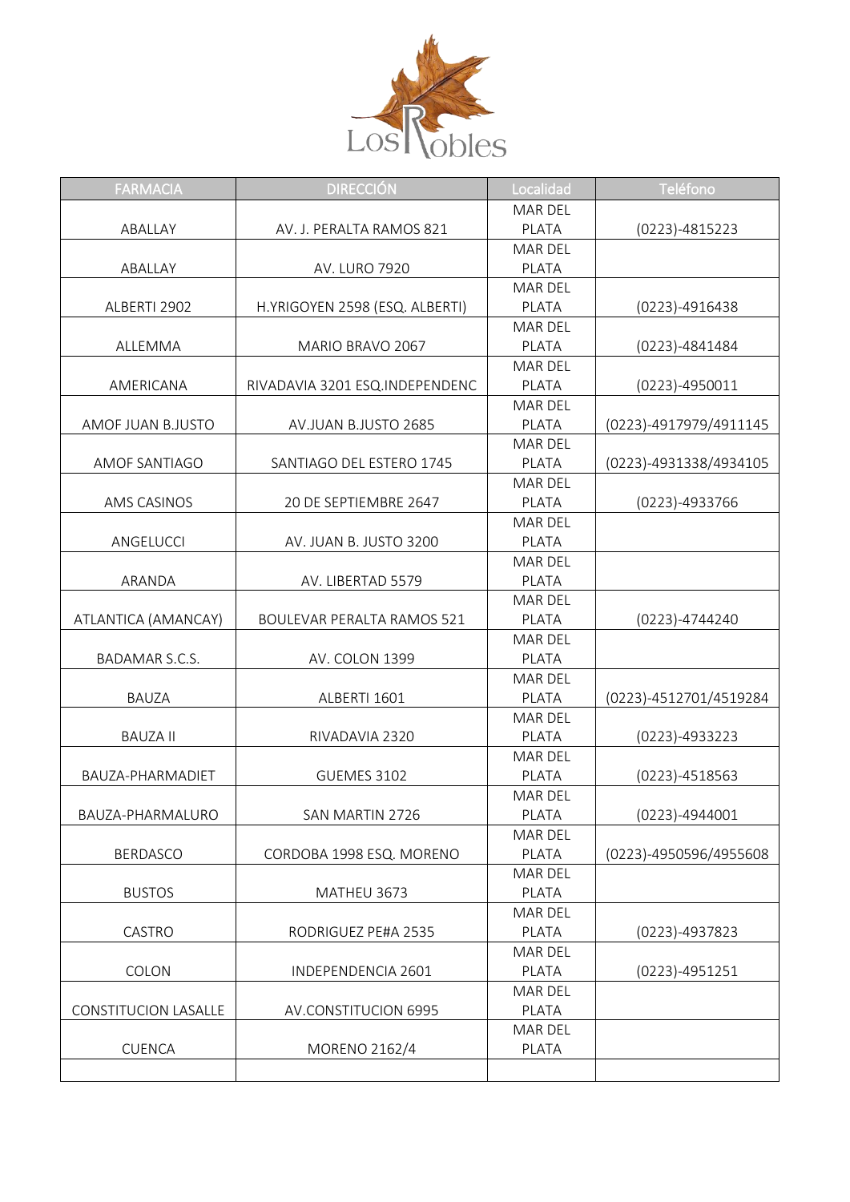Los Robles

| FARMACIA | DIRECCIÓN | Localidad | Teléfono |
|---|---|---|---|
| ABALLAY | AV. J. PERALTA RAMOS 821 | MAR DEL PLATA | (0223)-4815223 |
| ABALLAY | AV. LURO 7920 | MAR DEL PLATA | |
| ALBERTI 2902 | H.YRIGOYEN 2598 (ESQ. ALBERTI) | MAR DEL PLATA | (0223)-4916438 |
| ALLEMMA | MARIO BRAVO 2067 | MAR DEL PLATA | (0223)-4841484 |
| AMERICANA | RIVADAVIA 3201 ESQ.INDEPENDENC | MAR DEL PLATA | (0223)-4950011 |
| AMOF JUAN B.JUSTO | AV.JUAN B.JUSTO 2685 | MAR DEL PLATA | (0223)-4917979/4911145 |
| AMOF SANTIAGO | SANTIAGO DEL ESTERO 1745 | MAR DEL PLATA | (0223)-4931338/4934105 |
| AMS CASINOS | 20 DE SEPTIEMBRE 2647 | MAR DEL PLATA | (0223)-4933766 |
| ANGELUCCI | AV. JUAN B. JUSTO 3200 | MAR DEL PLATA | |
| ARANDA | AV. LIBERTAD 5579 | MAR DEL PLATA | |
| ATLANTICA (AMANCAY) | BOULEVAR PERALTA RAMOS 521 | MAR DEL PLATA | (0223)-4744240 |
| BADAMAR S.C.S. | AV. COLON 1399 | MAR DEL PLATA | |
| BAUZA | ALBERTI 1601 | MAR DEL PLATA | (0223)-4512701/4519284 |
| BAUZA II | RIVADAVIA 2320 | MAR DEL PLATA | (0223)-4933223 |
| BAUZA-PHARMADIET | GUEMES 3102 | MAR DEL PLATA | (0223)-4518563 |
| BAUZA-PHARMALURO | SAN MARTIN 2726 | MAR DEL PLATA | (0223)-4944001 |
| BERDASCO | CORDOBA 1998 ESQ. MORENO | MAR DEL PLATA | (0223)-4950596/4955608 |
| BUSTOS | MATHEU 3673 | MAR DEL PLATA | |
| CASTRO | RODRIGUEZ PE#A 2535 | MAR DEL PLATA | (0223)-4937823 |
| COLON | INDEPENDENCIA 2601 | MAR DEL PLATA | (0223)-4951251 |
| CONSTITUCION LASALLE | AV.CONSTITUCION 6995 | MAR DEL PLATA | |
| CUENCA | MORENO 2162/4 | MAR DEL PLATA | |
| | | | |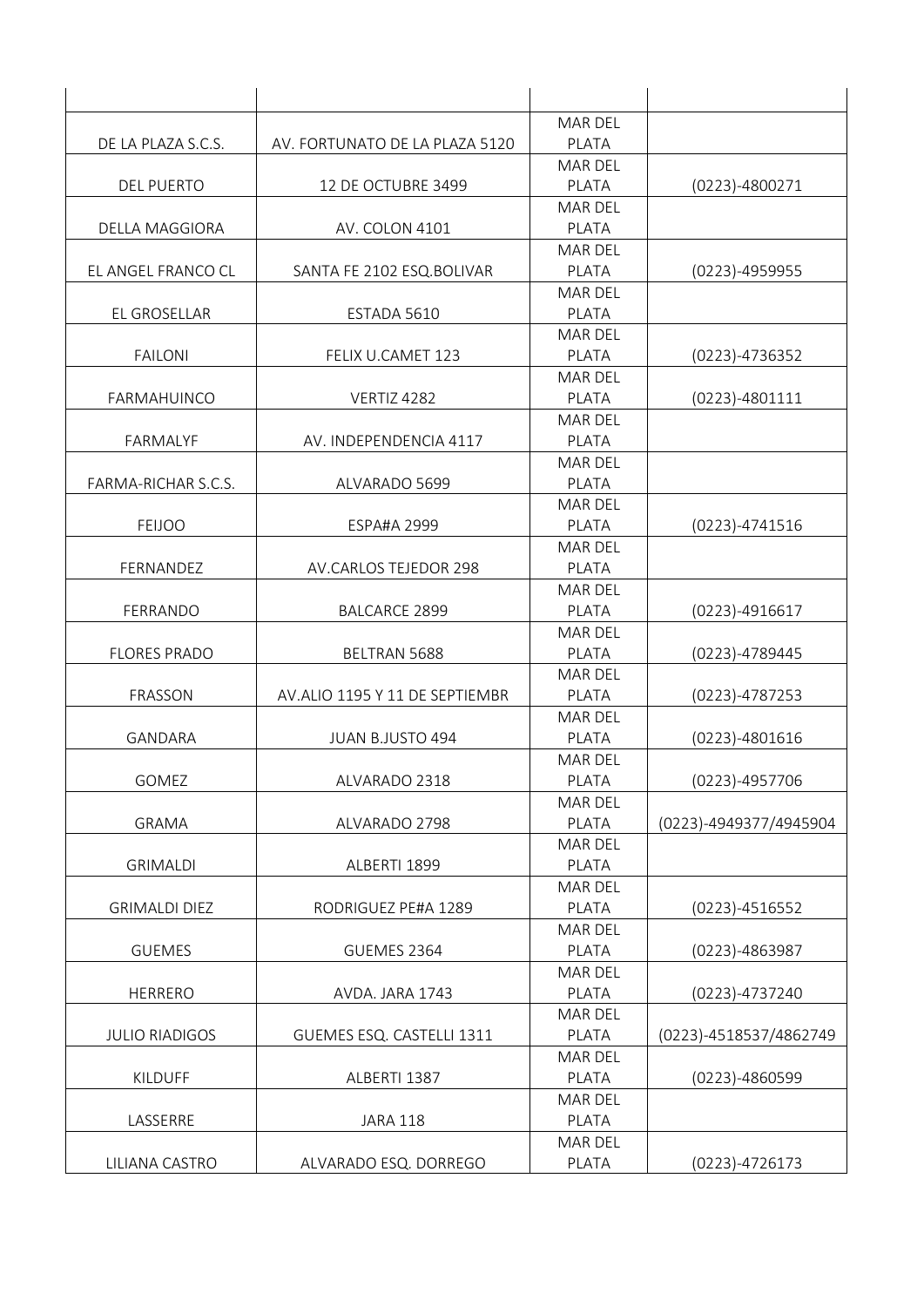| | | | |
|---|---|---|---|
| | | | |
| DE LA PLAZA S.C.S. | AV. FORTUNATO DE LA PLAZA 5120 | MAR DEL PLATA | |
| DEL PUERTO | 12 DE OCTUBRE 3499 | MAR DEL PLATA | (0223)-4800271 |
| DELLA MAGGIORA | AV. COLON 4101 | MAR DEL PLATA | |
| EL ANGEL FRANCO CL | SANTA FE 2102 ESQ.BOLIVAR | MAR DEL PLATA | (0223)-4959955 |
| EL GROSELLAR | ESTADA 5610 | MAR DEL PLATA | |
| FAILONI | FELIX U.CAMET 123 | MAR DEL PLATA | (0223)-4736352 |
| FARMAHUINCO | VERTIZ 4282 | MAR DEL PLATA | (0223)-4801111 |
| FARMALYF | AV. INDEPENDENCIA 4117 | MAR DEL PLATA | |
| FARMA-RICHAR S.C.S. | ALVARADO 5699 | MAR DEL PLATA | |
| FEIJOO | ESPA#A 2999 | MAR DEL PLATA | (0223)-4741516 |
| FERNANDEZ | AV.CARLOS TEJEDOR 298 | MAR DEL PLATA | |
| FERRANDO | BALCARCE 2899 | MAR DEL PLATA | (0223)-4916617 |
| FLORES PRADO | BELTRAN 5688 | MAR DEL PLATA | (0223)-4789445 |
| FRASSON | AV.ALIO 1195 Y 11 DE SEPTIEMBR | MAR DEL PLATA | (0223)-4787253 |
| GANDARA | JUAN B.JUSTO 494 | MAR DEL PLATA | (0223)-4801616 |
| GOMEZ | ALVARADO 2318 | MAR DEL PLATA | (0223)-4957706 |
| GRAMA | ALVARADO 2798 | MAR DEL PLATA | (0223)-4949377/4945904 |
| GRIMALDI | ALBERTI 1899 | MAR DEL PLATA | |
| GRIMALDI DIEZ | RODRIGUEZ PE#A 1289 | MAR DEL PLATA | (0223)-4516552 |
| GUEMES | GUEMES 2364 | MAR DEL PLATA | (0223)-4863987 |
| HERRERO | AVDA. JARA 1743 | MAR DEL PLATA | (0223)-4737240 |
| JULIO RIADIGOS | GUEMES ESQ. CASTELLI 1311 | MAR DEL PLATA | (0223)-4518537/4862749 |
| KILDUFF | ALBERTI 1387 | MAR DEL PLATA | (0223)-4860599 |
| LASSERRE | JARA 118 | MAR DEL PLATA | |
| LILIANA CASTRO | ALVARADO ESQ. DORREGO | MAR DEL PLATA | (0223)-4726173 |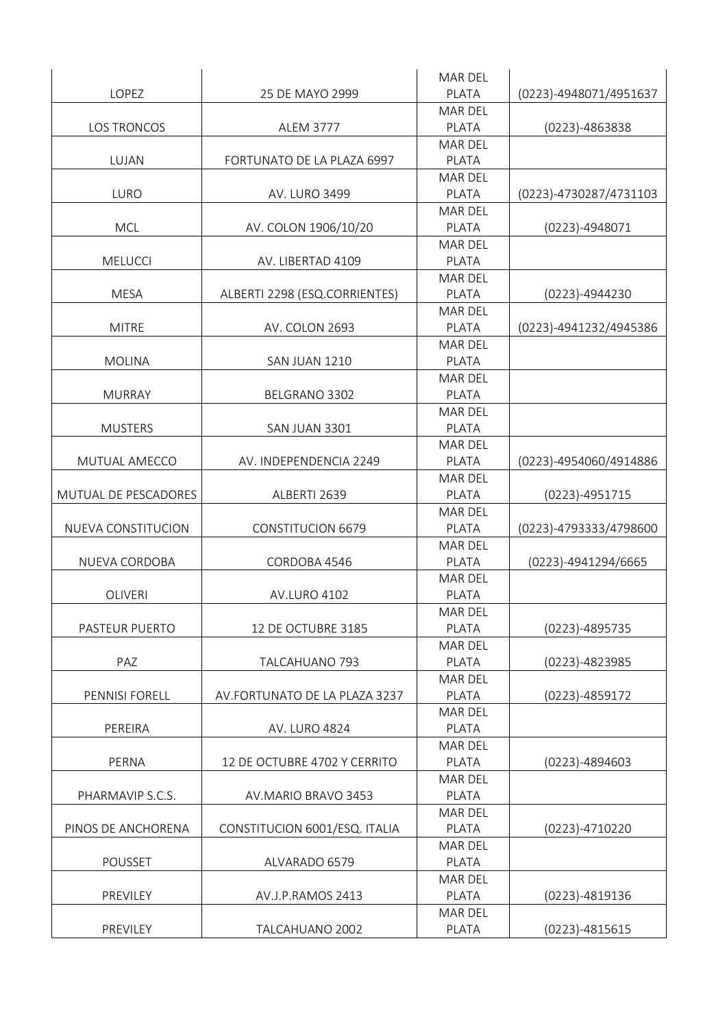| | | | |
|---|---|---|---|
| LOPEZ | 25 DE MAYO 2999 | MAR DEL PLATA | (0223)-4948071/4951637 |
| LOS TRONCOS | ALEM 3777 | MAR DEL PLATA | (0223)-4863838 |
| LUJAN | FORTUNATO DE LA PLAZA 6997 | MAR DEL PLATA | |
| LURO | AV. LURO 3499 | MAR DEL PLATA | (0223)-4730287/4731103 |
| MCL | AV. COLON 1906/10/20 | MAR DEL PLATA | (0223)-4948071 |
| MELUCCI | AV. LIBERTAD 4109 | MAR DEL PLATA | |
| MESA | ALBERTI 2298 (ESQ.CORRIENTES) | MAR DEL PLATA | (0223)-4944230 |
| MITRE | AV. COLON 2693 | MAR DEL PLATA | (0223)-4941232/4945386 |
| MOLINA | SAN JUAN 1210 | MAR DEL PLATA | |
| MURRAY | BELGRANO 3302 | MAR DEL PLATA | |
| MUSTERS | SAN JUAN 3301 | MAR DEL PLATA | |
| MUTUAL AMECCO | AV. INDEPENDENCIA 2249 | MAR DEL PLATA | (0223)-4954060/4914886 |
| MUTUAL DE PESCADORES | ALBERTI 2639 | MAR DEL PLATA | (0223)-4951715 |
| NUEVA CONSTITUCION | CONSTITUCION 6679 | MAR DEL PLATA | (0223)-4793333/4798600 |
| NUEVA CORDOBA | CORDOBA 4546 | MAR DEL PLATA | (0223)-4941294/6665 |
| OLIVERI | AV.LURO 4102 | MAR DEL PLATA | |
| PASTEUR PUERTO | 12 DE OCTUBRE 3185 | MAR DEL PLATA | (0223)-4895735 |
| PAZ | TALCAHUANO 793 | MAR DEL PLATA | (0223)-4823985 |
| PENNISI FORELL | AV.FORTUNATO DE LA PLAZA 3237 | MAR DEL PLATA | (0223)-4859172 |
| PEREIRA | AV. LURO 4824 | MAR DEL PLATA | |
| PERNA | 12 DE OCTUBRE 4702 Y CERRITO | MAR DEL PLATA | (0223)-4894603 |
| PHARMAVIP S.C.S. | AV.MARIO BRAVO 3453 | MAR DEL PLATA | |
| PINOS DE ANCHORENA | CONSTITUCION 6001/ESQ. ITALIA | MAR DEL PLATA | (0223)-4710220 |
| POUSSET | ALVARADO 6579 | MAR DEL PLATA | |
| PREVILEY | AV.J.P.RAMOS 2413 | MAR DEL PLATA | (0223)-4819136 |
| PREVILEY | TALCAHUANO 2002 | MAR DEL PLATA | (0223)-4815615 |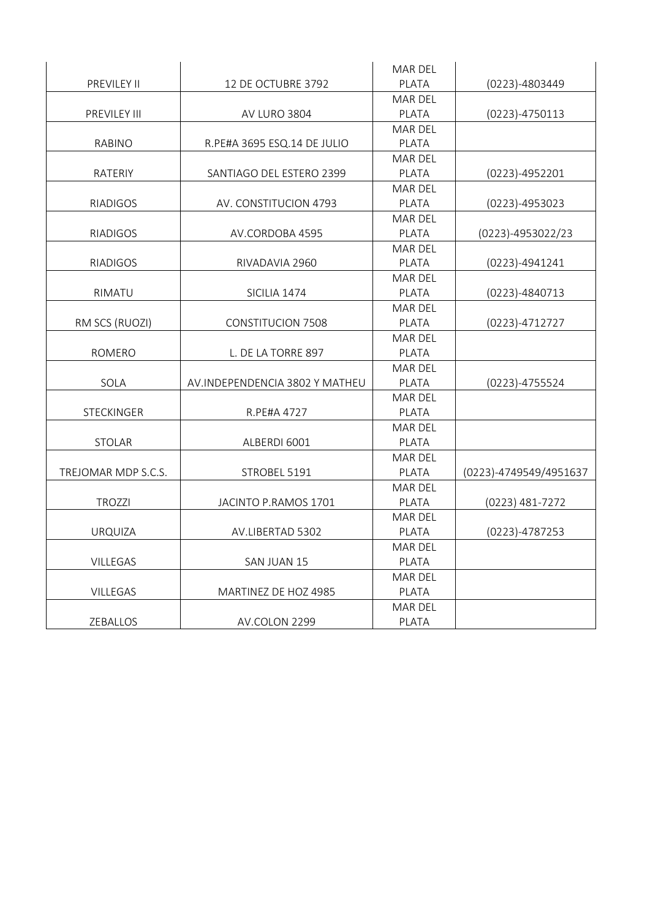| | | | |
|---|---|---|---|
| PREVILEY II | 12 DE OCTUBRE 3792 | MAR DEL PLATA | (0223)-4803449 |
| PREVILEY III | AV LURO 3804 | MAR DEL PLATA | (0223)-4750113 |
| RABINO | R.PE#A 3695 ESQ.14 DE JULIO | MAR DEL PLATA | |
| RATERIY | SANTIAGO DEL ESTERO 2399 | MAR DEL PLATA | (0223)-4952201 |
| RIADIGOS | AV. CONSTITUCION 4793 | MAR DEL PLATA | (0223)-4953023 |
| RIADIGOS | AV.CORDOBA 4595 | MAR DEL PLATA | (0223)-4953022/23 |
| RIADIGOS | RIVADAVIA 2960 | MAR DEL PLATA | (0223)-4941241 |
| RIMATU | SICILIA 1474 | MAR DEL PLATA | (0223)-4840713 |
| RM SCS (RUOZI) | CONSTITUCION 7508 | MAR DEL PLATA | (0223)-4712727 |
| ROMERO | L. DE LA TORRE 897 | MAR DEL PLATA | |
| SOLA | AV.INDEPENDENCIA 3802 Y MATHEU | MAR DEL PLATA | (0223)-4755524 |
| STECKINGER | R.PE#A 4727 | MAR DEL PLATA | |
| STOLAR | ALBERDI 6001 | MAR DEL PLATA | |
| TREJOMAR MDP S.C.S. | STROBEL 5191 | MAR DEL PLATA | (0223)-4749549/4951637 |
| TROZZI | JACINTO P.RAMOS 1701 | MAR DEL PLATA | (0223) 481-7272 |
| URQUIZA | AV.LIBERTAD 5302 | MAR DEL PLATA | (0223)-4787253 |
| VILLEGAS | SAN JUAN 15 | MAR DEL PLATA | |
| VILLEGAS | MARTINEZ DE HOZ 4985 | MAR DEL PLATA | |
| ZEBALLOS | AV.COLON 2299 | MAR DEL PLATA | |